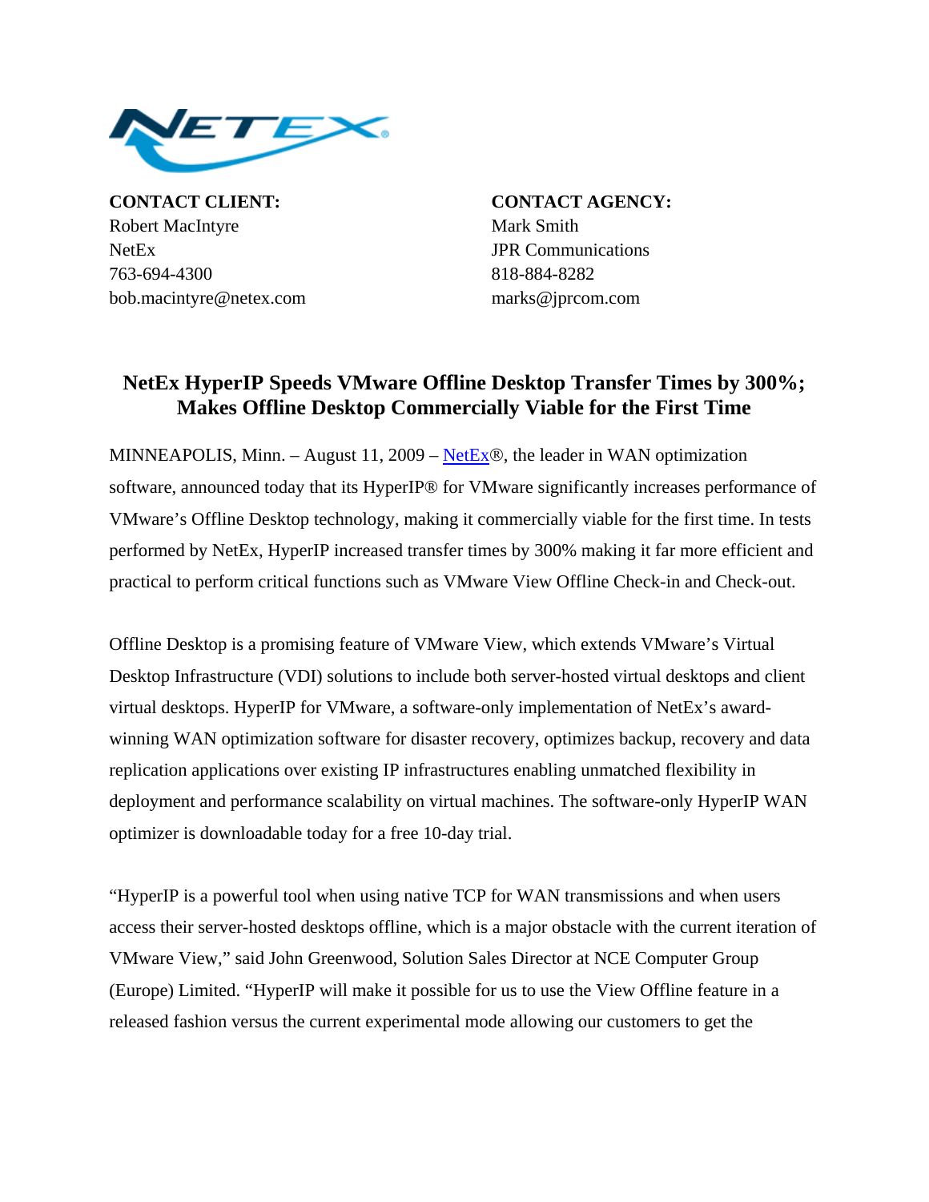**CONTACT CLIENT:**
Robert MacIntyre
NetEx
763-694-4300
bob.macintyre@netex.com

**CONTACT AGENCY:**
Mark Smith
JPR Communications
818-884-8282
marks@jprcom.com

## NetEx HyperIP Speeds VMware Offline Desktop Transfer Times by 300%; Makes Offline Desktop Commercially Viable for the First Time

MINNEAPOLIS, Minn. – August 11, 2009 – NetEx®, the leader in WAN optimization software, announced today that its HyperIP® for VMware significantly increases performance of VMware's Offline Desktop technology, making it commercially viable for the first time. In tests performed by NetEx, HyperIP increased transfer times by 300% making it far more efficient and practical to perform critical functions such as VMware View Offline Check-in and Check-out.

Offline Desktop is a promising feature of VMware View, which extends VMware's Virtual Desktop Infrastructure (VDI) solutions to include both server-hosted virtual desktops and client virtual desktops. HyperIP for VMware, a software-only implementation of NetEx's award-winning WAN optimization software for disaster recovery, optimizes backup, recovery and data replication applications over existing IP infrastructures enabling unmatched flexibility in deployment and performance scalability on virtual machines. The software-only HyperIP WAN optimizer is downloadable today for a free 10-day trial.

"HyperIP is a powerful tool when using native TCP for WAN transmissions and when users access their server-hosted desktops offline, which is a major obstacle with the current iteration of VMware View," said John Greenwood, Solution Sales Director at NCE Computer Group (Europe) Limited. "HyperIP will make it possible for us to use the View Offline feature in a released fashion versus the current experimental mode allowing our customers to get the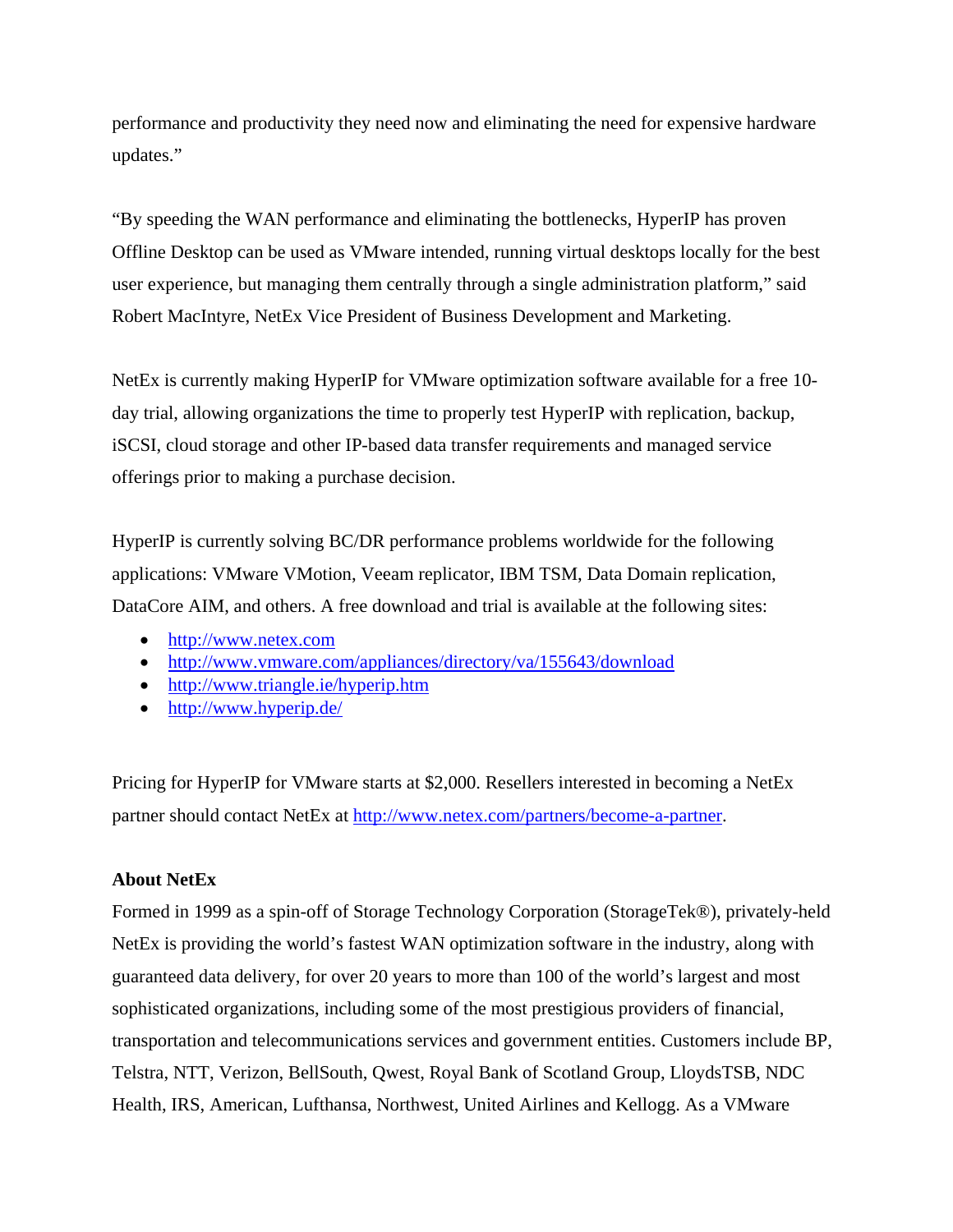performance and productivity they need now and eliminating the need for expensive hardware updates."

"By speeding the WAN performance and eliminating the bottlenecks, HyperIP has proven Offline Desktop can be used as VMware intended, running virtual desktops locally for the best user experience, but managing them centrally through a single administration platform," said Robert MacIntyre, NetEx Vice President of Business Development and Marketing.

NetEx is currently making HyperIP for VMware optimization software available for a free 10-day trial, allowing organizations the time to properly test HyperIP with replication, backup, iSCSI, cloud storage and other IP-based data transfer requirements and managed service offerings prior to making a purchase decision.

HyperIP is currently solving BC/DR performance problems worldwide for the following applications: VMware VMotion, Veeam replicator, IBM TSM, Data Domain replication, DataCore AIM, and others. A free download and trial is available at the following sites:

- http://www.netex.com
- http://www.vmware.com/appliances/directory/va/155643/download
- http://www.triangle.ie/hyperip.htm
- http://www.hyperip.de/

Pricing for HyperIP for VMware starts at $2,000. Resellers interested in becoming a NetEx partner should contact NetEx at http://www.netex.com/partners/become-a-partner.

**About NetEx**

Formed in 1999 as a spin-off of Storage Technology Corporation (StorageTek®), privately-held NetEx is providing the world's fastest WAN optimization software in the industry, along with guaranteed data delivery, for over 20 years to more than 100 of the world's largest and most sophisticated organizations, including some of the most prestigious providers of financial, transportation and telecommunications services and government entities. Customers include BP, Telstra, NTT, Verizon, BellSouth, Qwest, Royal Bank of Scotland Group, LloydsTSB, NDC Health, IRS, American, Lufthansa, Northwest, United Airlines and Kellogg. As a VMware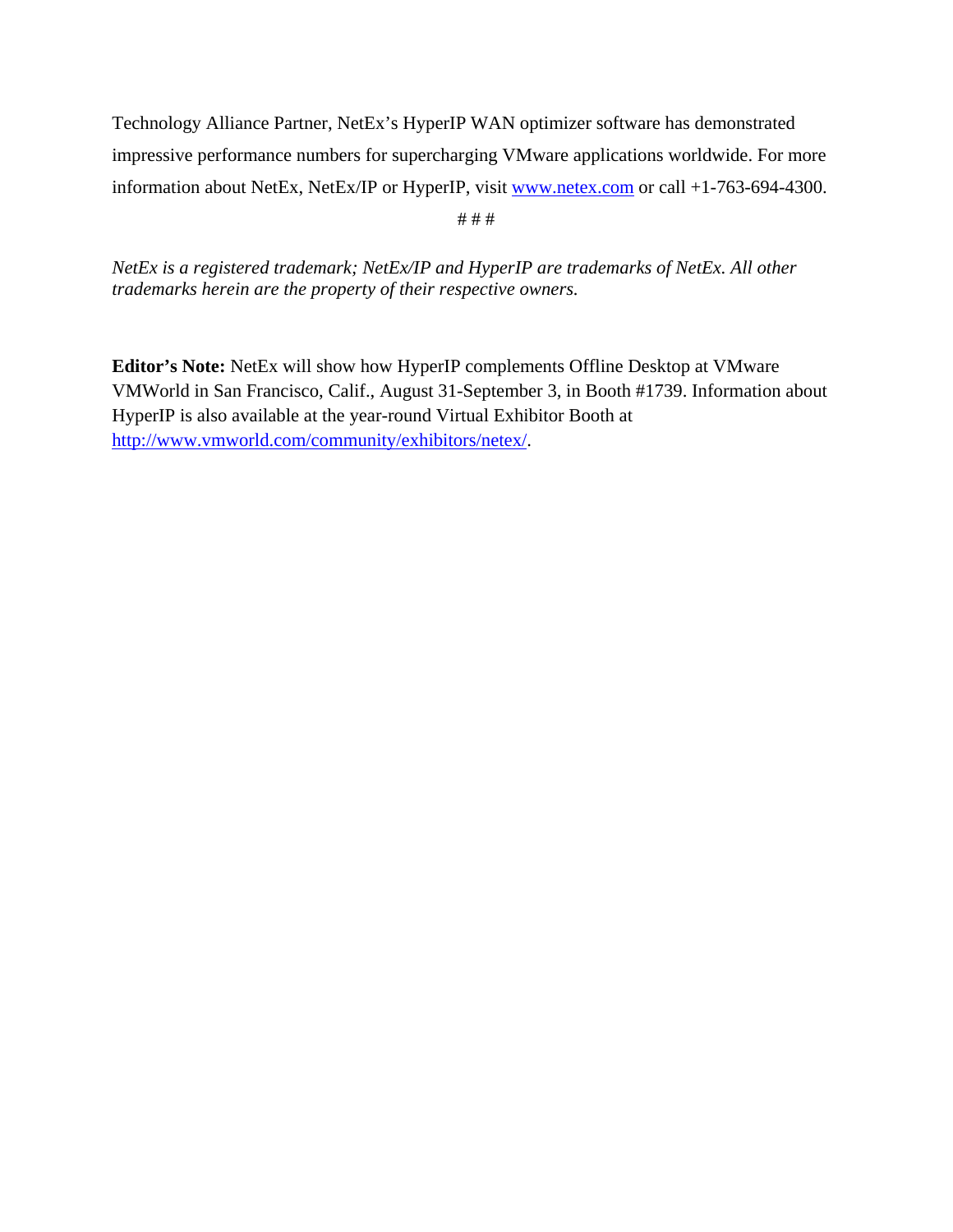Technology Alliance Partner, NetEx's HyperIP WAN optimizer software has demonstrated impressive performance numbers for supercharging VMware applications worldwide. For more information about NetEx, NetEx/IP or HyperIP, visit [www.netex.com](http://www.netex.com) or call +1-763-694-4300.

# # #

*NetEx is a registered trademark; NetEx/IP and HyperIP are trademarks of NetEx. All other trademarks herein are the property of their respective owners.*

**Editor's Note:** NetEx will show how HyperIP complements Offline Desktop at VMware VMWorld in San Francisco, Calif., August 31-September 3, in Booth #1739. Information about HyperIP is also available at the year-round Virtual Exhibitor Booth at [http://www.vmworld.com/community/exhibitors/netex/](http://www.vmworld.com/community/exhibitors/netex/).